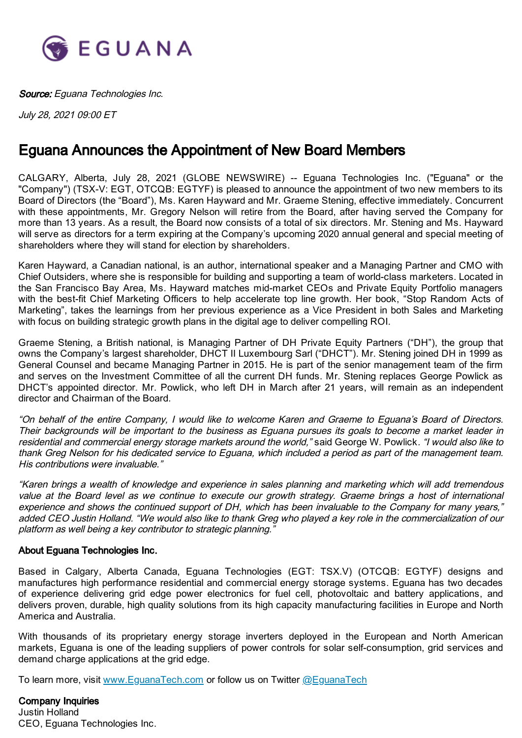EGUANA

***Source:*** *Eguana Technologies Inc.*

*July 28, 2021 09:00 ET*

# Eguana Announces the Appointment of New Board Members

CALGARY, Alberta, July 28, 2021 (GLOBE NEWSWIRE) -- Eguana Technologies Inc. ("Eguana" or the "Company") (TSX-V: EGT, OTCQB: EGTYF) is pleased to announce the appointment of two new members to its Board of Directors (the "Board"), Ms. Karen Hayward and Mr. Graeme Stening, effective immediately. Concurrent with these appointments, Mr. Gregory Nelson will retire from the Board, after having served the Company for more than 13 years. As a result, the Board now consists of a total of six directors. Mr. Stening and Ms. Hayward will serve as directors for a term expiring at the Company's upcoming 2020 annual general and special meeting of shareholders where they will stand for election by shareholders.

Karen Hayward, a Canadian national, is an author, international speaker and a Managing Partner and CMO with Chief Outsiders, where she is responsible for building and supporting a team of world-class marketers. Located in the San Francisco Bay Area, Ms. Hayward matches mid-market CEOs and Private Equity Portfolio managers with the best-fit Chief Marketing Officers to help accelerate top line growth. Her book, "Stop Random Acts of Marketing", takes the learnings from her previous experience as a Vice President in both Sales and Marketing with focus on building strategic growth plans in the digital age to deliver compelling ROI.

Graeme Stening, a British national, is Managing Partner of DH Private Equity Partners ("DH"), the group that owns the Company's largest shareholder, DHCT II Luxembourg Sarl ("DHCT"). Mr. Stening joined DH in 1999 as General Counsel and became Managing Partner in 2015. He is part of the senior management team of the firm and serves on the Investment Committee of all the current DH funds. Mr. Stening replaces George Powlick as DHCT's appointed director. Mr. Powlick, who left DH in March after 21 years, will remain as an independent director and Chairman of the Board.

*"On behalf of the entire Company, I would like to welcome Karen and Graeme to Eguana's Board of Directors. Their backgrounds will be important to the business as Eguana pursues its goals to become a market leader in residential and commercial energy storage markets around the world,"* said George W. Powlick. *"I would also like to thank Greg Nelson for his dedicated service to Eguana, which included a period as part of the management team. His contributions were invaluable."*

*"Karen brings a wealth of knowledge and experience in sales planning and marketing which will add tremendous value at the Board level as we continue to execute our growth strategy. Graeme brings a host of international experience and shows the continued support of DH, which has been invaluable to the Company for many years," added CEO Justin Holland. "We would also like to thank Greg who played a key role in the commercialization of our platform as well being a key contributor to strategic planning."*

**About Eguana Technologies Inc.**

Based in Calgary, Alberta Canada, Eguana Technologies (EGT: TSX.V) (OTCQB: EGTYF) designs and manufactures high performance residential and commercial energy storage systems. Eguana has two decades of experience delivering grid edge power electronics for fuel cell, photovoltaic and battery applications, and delivers proven, durable, high quality solutions from its high capacity manufacturing facilities in Europe and North America and Australia.

With thousands of its proprietary energy storage inverters deployed in the European and North American markets, Eguana is one of the leading suppliers of power controls for solar self-consumption, grid services and demand charge applications at the grid edge.

To learn more, visit [www.EguanaTech.com](www.EguanaTech.com) or follow us on Twitter [@EguanaTech](@EguanaTech)

**Company Inquiries**
Justin Holland
CEO, Eguana Technologies Inc.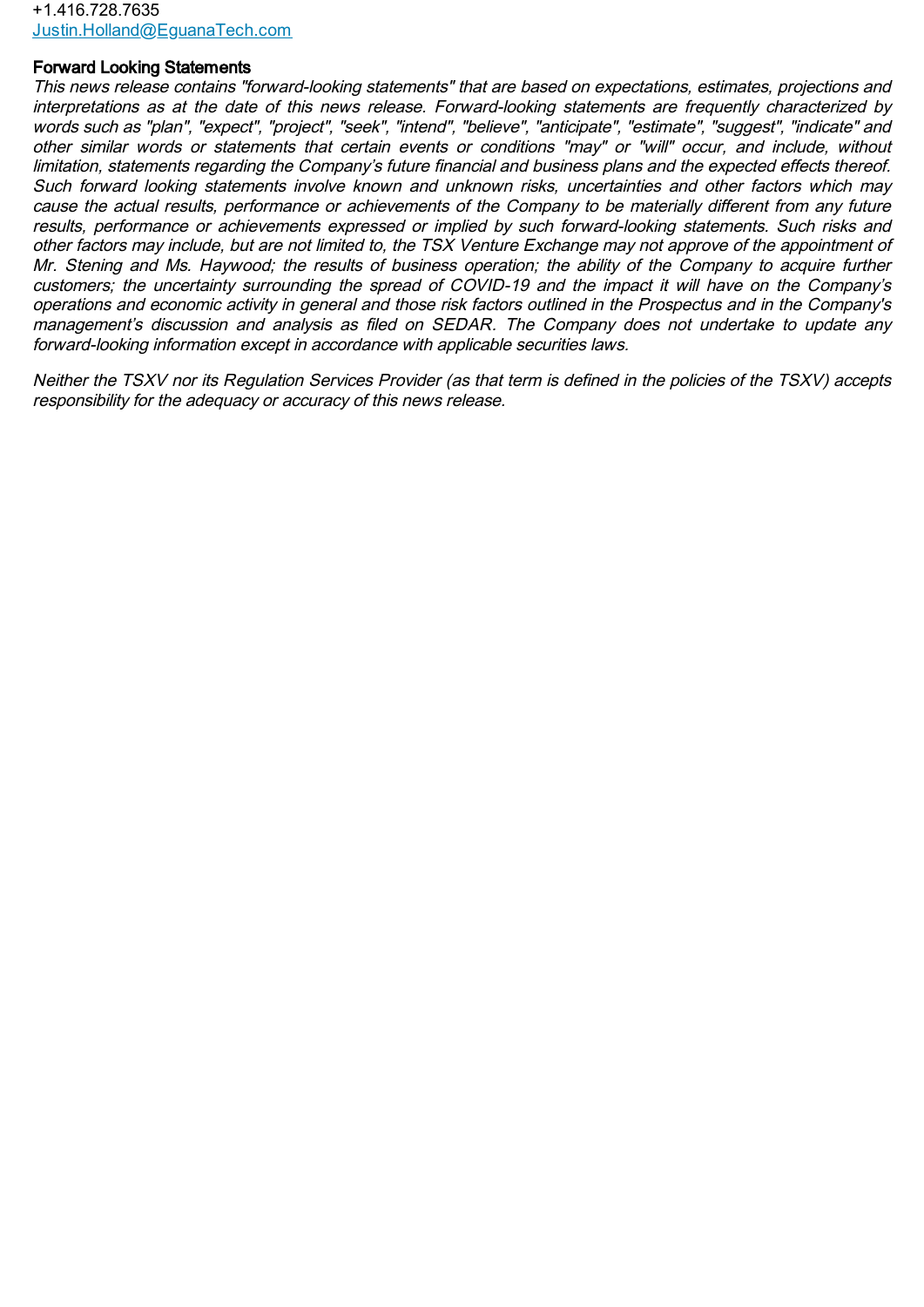+1.416.728.7635
Justin.Holland@EguanaTech.com

**Forward Looking Statements**

*This news release contains "forward-looking statements" that are based on expectations, estimates, projections and interpretations as at the date of this news release. Forward-looking statements are frequently characterized by words such as "plan", "expect", "project", "seek", "intend", "believe", "anticipate", "estimate", "suggest", "indicate" and other similar words or statements that certain events or conditions "may" or "will" occur, and include, without limitation, statements regarding the Company's future financial and business plans and the expected effects thereof. Such forward looking statements involve known and unknown risks, uncertainties and other factors which may cause the actual results, performance or achievements of the Company to be materially different from any future results, performance or achievements expressed or implied by such forward-looking statements. Such risks and other factors may include, but are not limited to, the TSX Venture Exchange may not approve of the appointment of Mr. Stening and Ms. Haywood; the results of business operation; the ability of the Company to acquire further customers; the uncertainty surrounding the spread of COVID-19 and the impact it will have on the Company's operations and economic activity in general and those risk factors outlined in the Prospectus and in the Company's management's discussion and analysis as filed on SEDAR. The Company does not undertake to update any forward-looking information except in accordance with applicable securities laws.*

*Neither the TSXV nor its Regulation Services Provider (as that term is defined in the policies of the TSXV) accepts responsibility for the adequacy or accuracy of this news release.*